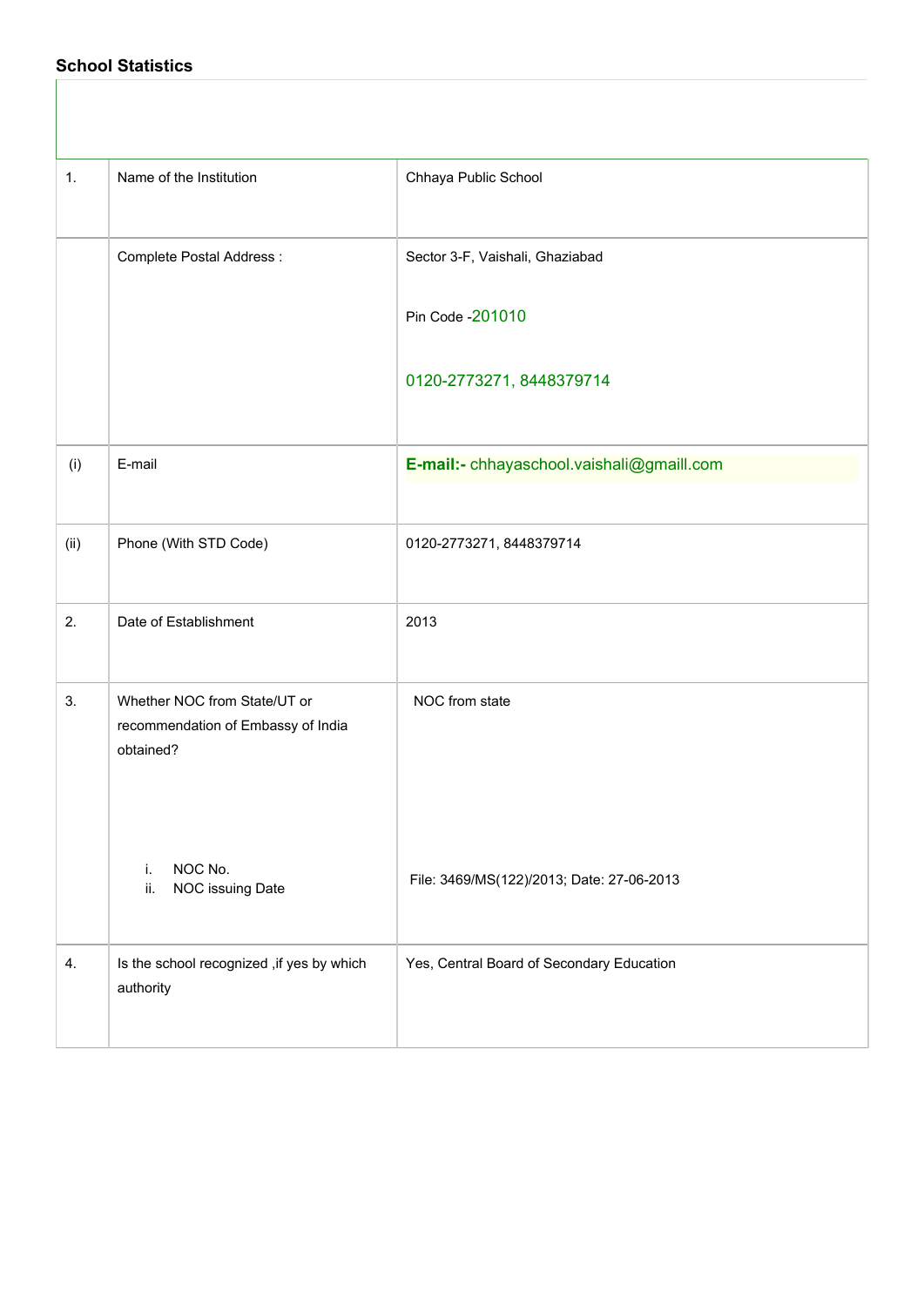## School Statistics

| | | |
|---|---|---|
| 1. | Name of the Institution | Chhaya Public School |
| | Complete Postal Address : | Sector 3-F, Vaishali, Ghaziabad<br><br>Pin Code -201010<br><br>0120-2773271, 8448379714 |
| (i) | E-mail | **E-mail:-** chhayaschool.vaishali@gmaill.com |
| (ii) | Phone (With STD Code) | 0120-2773271, 8448379714 |
| 2. | Date of Establishment | 2013 |
| 3. | Whether NOC from State/UT or recommendation of Embassy of India obtained?<br><br>i. NOC No.<br>ii. NOC issuing Date | NOC from state<br><br>File: 3469/MS(122)/2013; Date: 27-06-2013 |
| 4. | Is the school recognized ,if yes by which authority | Yes, Central Board of Secondary Education |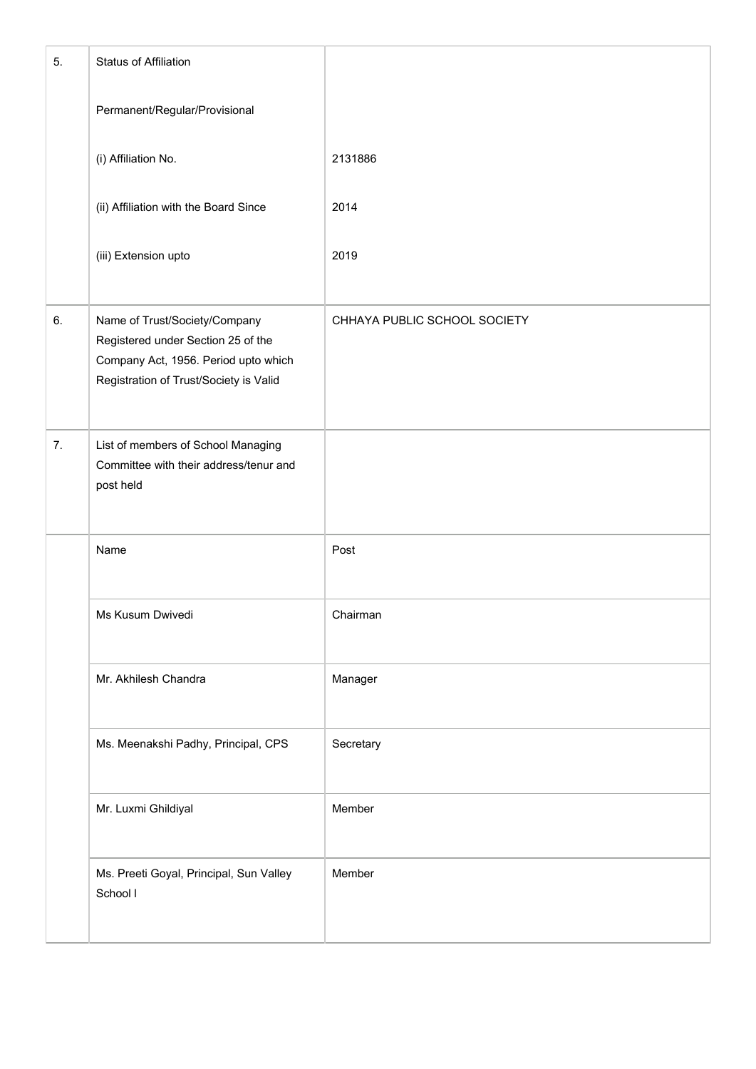| | | |
|---|---|---|
| 5. | Status of Affiliation<br><br>Permanent/Regular/Provisional<br><br>(i) Affiliation No.<br><br>(ii) Affiliation with the Board Since<br><br>(iii) Extension upto | <br><br><br><br>2131886<br><br>2014<br><br>2019 |
| 6. | Name of Trust/Society/Company Registered under Section 25 of the Company Act, 1956. Period upto which Registration of Trust/Society is Valid | CHHAYA PUBLIC SCHOOL SOCIETY |
| 7. | List of members of School Managing Committee with their address/tenur and post held | |
| | Name | Post |
| | Ms Kusum Dwivedi | Chairman |
| | Mr. Akhilesh Chandra | Manager |
| | Ms. Meenakshi Padhy, Principal, CPS | Secretary |
| | Mr. Luxmi Ghildiyal | Member |
| | Ms. Preeti Goyal, Principal, Sun Valley School I | Member |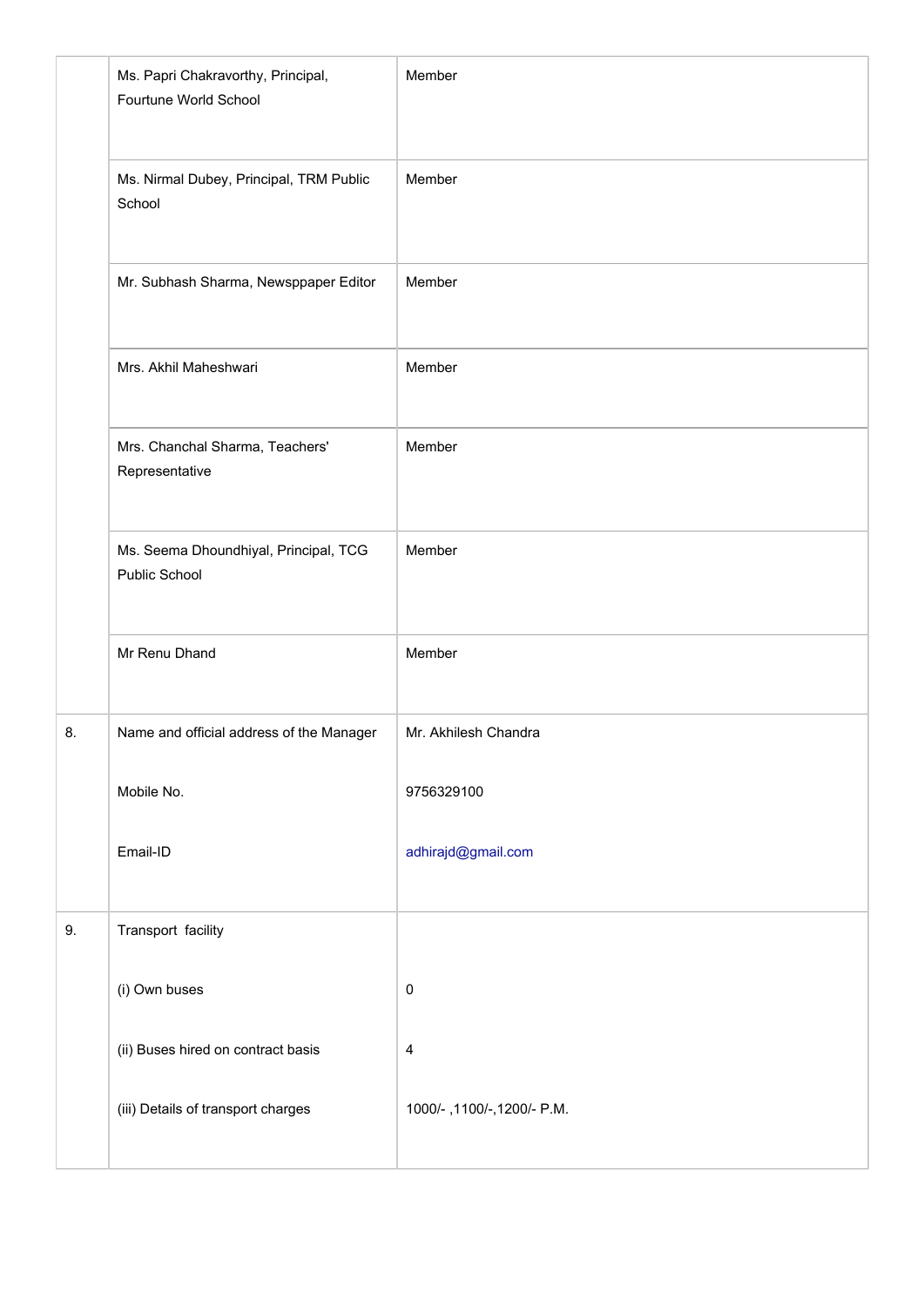| | | |
|---|---|---|
| | Ms. Papri Chakravorthy, Principal, Fourtune World School | Member |
| | Ms. Nirmal Dubey, Principal, TRM Public School | Member |
| | Mr. Subhash Sharma, Newsppaper Editor | Member |
| | Mrs. Akhil Maheshwari | Member |
| | Mrs. Chanchal Sharma, Teachers' Representative | Member |
| | Ms. Seema Dhoundhiyal, Principal, TCG Public School | Member |
| | Mr Renu Dhand | Member |
| 8. | Name and official address of the Manager<br><br>Mobile No.<br><br>Email-ID | Mr. Akhilesh Chandra<br><br>9756329100<br><br>adhirajd@gmail.com |
| 9. | Transport facility<br><br>(i) Own buses<br><br>(ii) Buses hired on contract basis<br><br>(iii) Details of transport charges | <br><br>0<br><br>4<br><br>1000/- ,1100/-,1200/- P.M. |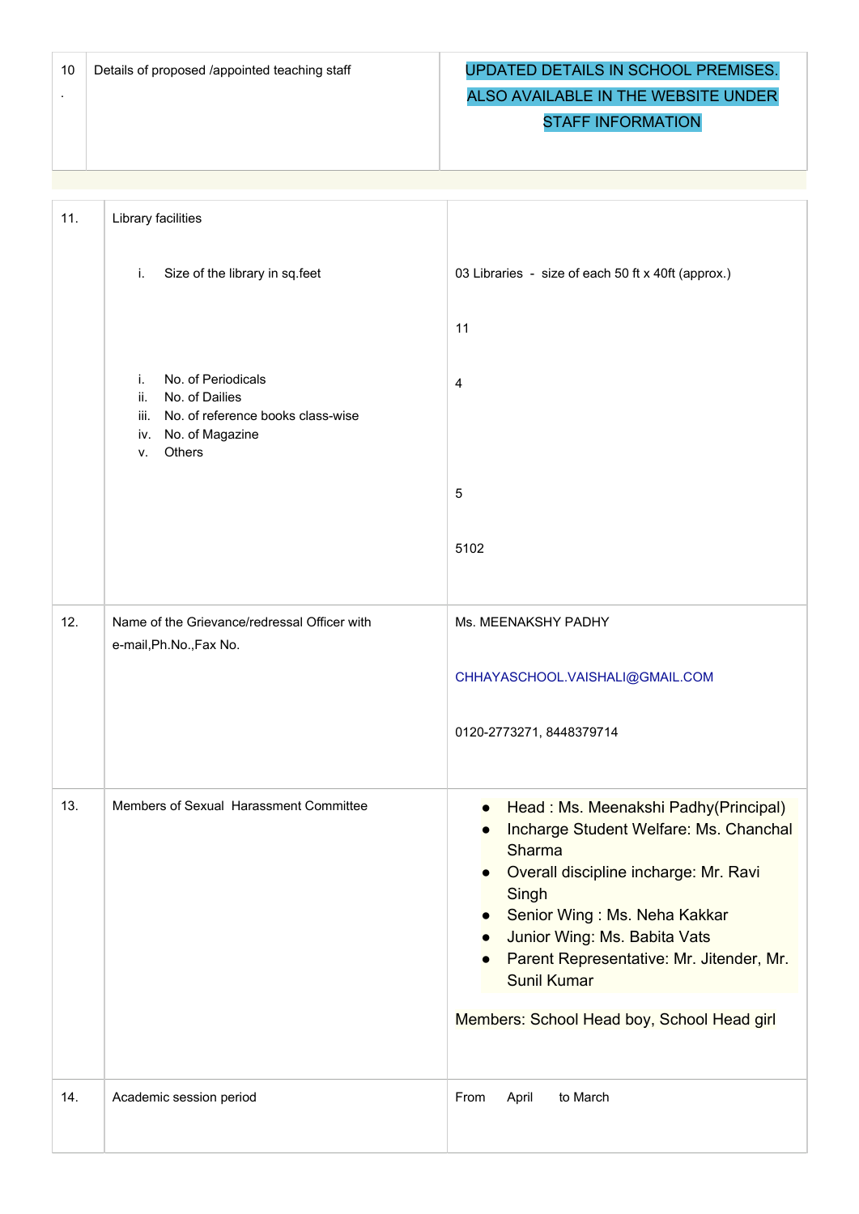| 10. | Details of proposed /appointed teaching staff | UPDATED DETAILS IN SCHOOL PREMISES. ALSO AVAILABLE IN THE WEBSITE UNDER STAFF INFORMATION |
|---|---|---|

| | | |
|---|---|---|
| 11. | Library facilities<br><br>i. Size of the library in sq.feet<br><br>i. No. of Periodicals<br>ii. No. of Dailies<br>iii. No. of reference books class-wise<br>iv. No. of Magazine<br>v. Others | 03 Libraries - size of each 50 ft x 40ft (approx.)<br><br>11<br><br>4<br><br>5<br><br>5102 |
| 12. | Name of the Grievance/redressal Officer with e-mail,Ph.No.,Fax No. | Ms. MEENAKSHY PADHY<br><br>CHHAYASCHOOL.VAISHALI@GMAIL.COM<br><br>0120-2773271, 8448379714 |
| 13. | Members of Sexual Harassment Committee | • Head : Ms. Meenakshi Padhy(Principal)<br>• Incharge Student Welfare: Ms. Chanchal Sharma<br>• Overall discipline incharge: Mr. Ravi Singh<br>• Senior Wing : Ms. Neha Kakkar<br>• Junior Wing: Ms. Babita Vats<br>• Parent Representative: Mr. Jitender, Mr. Sunil Kumar<br><br>Members: School Head boy, School Head girl |
| 14. | Academic session period | From April to March |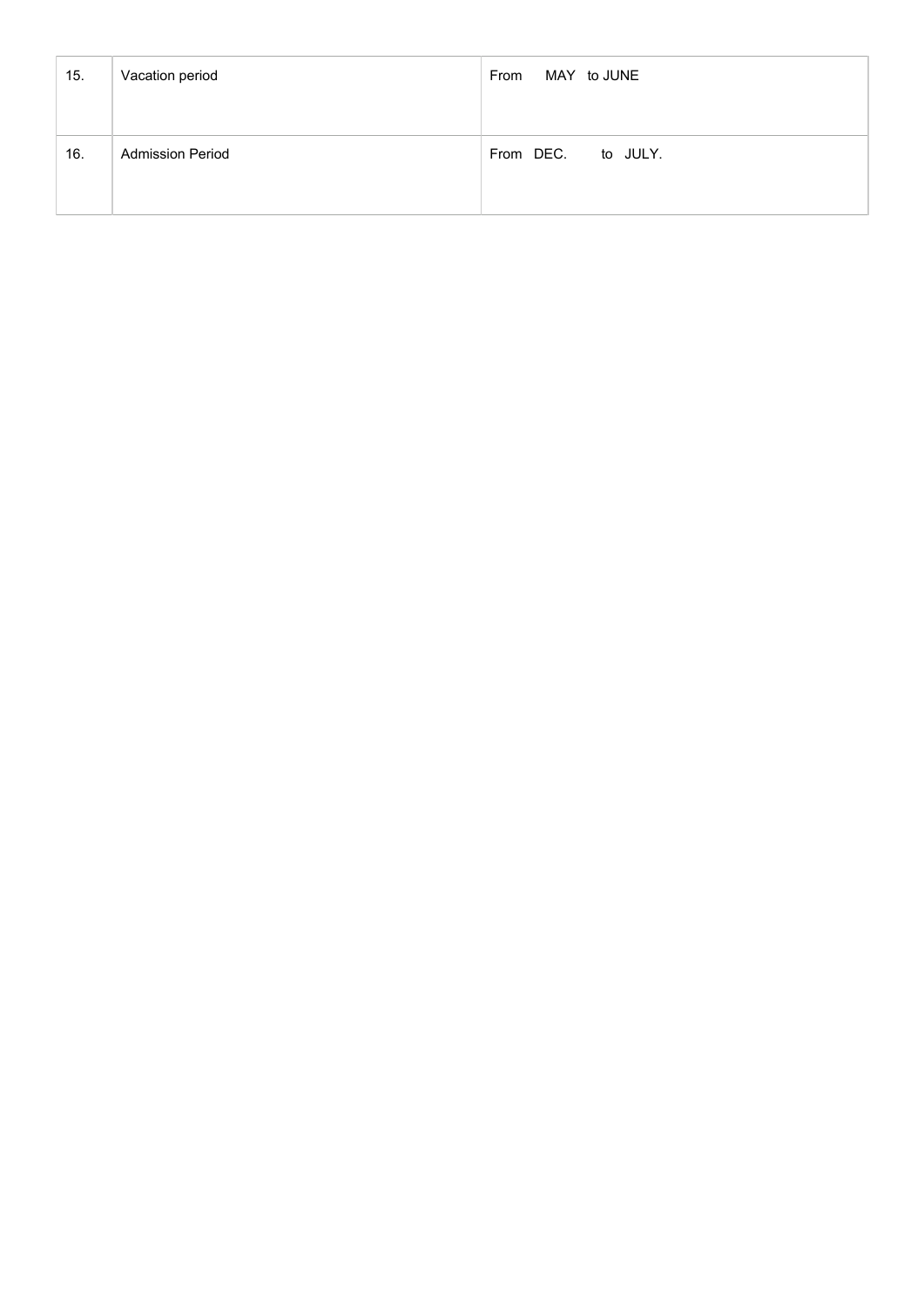| | | |
|---|---|---|
| 15. | Vacation period | From MAY to JUNE |
| 16. | Admission Period | From DEC. to JULY. |